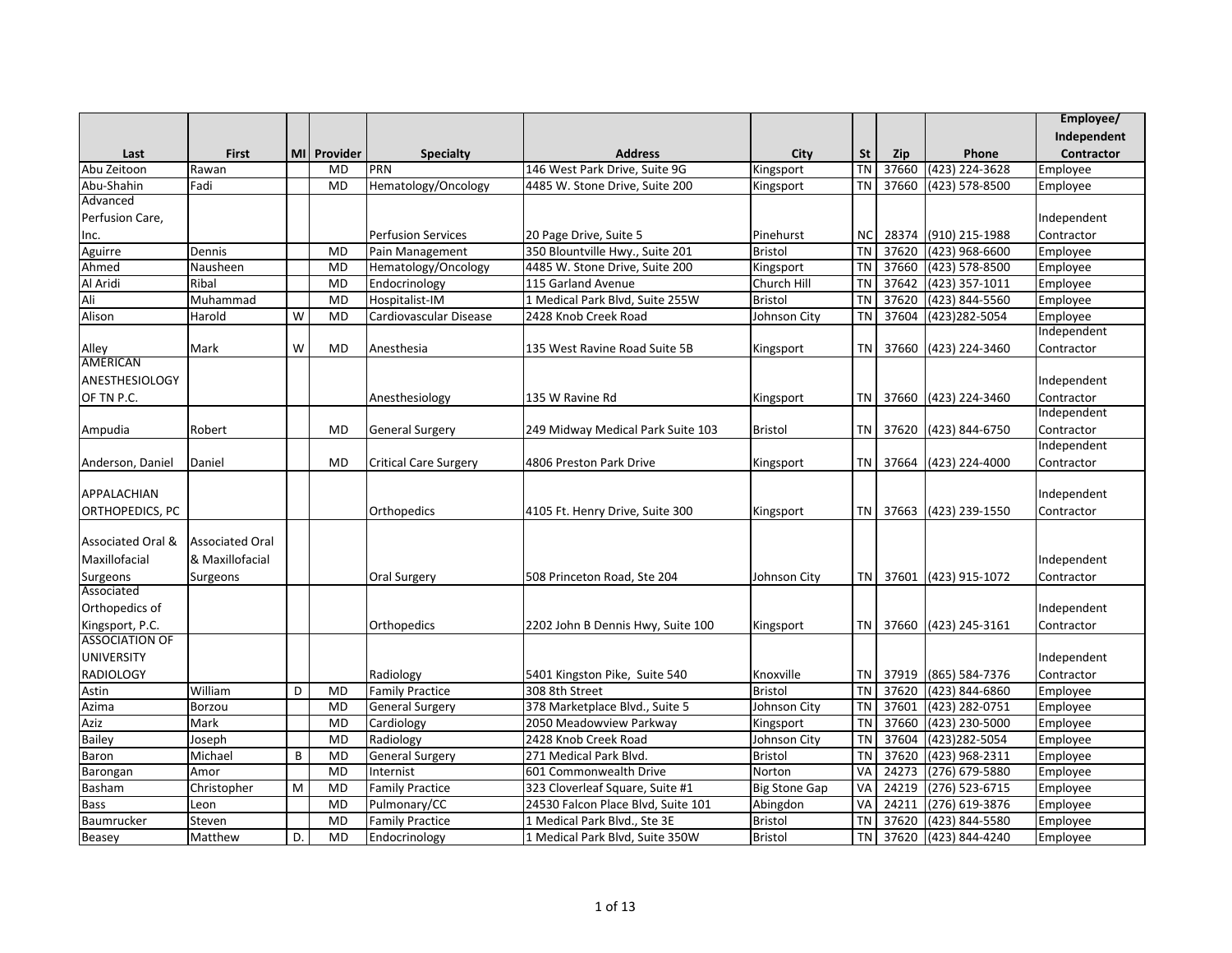| Last | First | MI | Provider | Specialty | Address | City | St | Zip | Phone | Employee/ Independent Contractor |
|---|---|---|---|---|---|---|---|---|---|---|
| Abu Zeitoon | Rawan | | MD | PRN | 146 West Park Drive, Suite 9G | Kingsport | TN | 37660 | (423) 224-3628 | Employee |
| Abu-Shahin | Fadi | | MD | Hematology/Oncology | 4485 W. Stone Drive, Suite 200 | Kingsport | TN | 37660 | (423) 578-8500 | Employee |
| Advanced Perfusion Care, Inc. | | | | Perfusion Services | 20 Page Drive, Suite 5 | Pinehurst | NC | 28374 | (910) 215-1988 | Independent Contractor |
| Aguirre | Dennis | | MD | Pain Management | 350 Blountville Hwy., Suite 201 | Bristol | TN | 37620 | (423) 968-6600 | Employee |
| Ahmed | Nausheen | | MD | Hematology/Oncology | 4485 W. Stone Drive, Suite 200 | Kingsport | TN | 37660 | (423) 578-8500 | Employee |
| Al Aridi | Ribal | | MD | Endocrinology | 115 Garland Avenue | Church Hill | TN | 37642 | (423) 357-1011 | Employee |
| Ali | Muhammad | | MD | Hospitalist-IM | 1 Medical Park Blvd, Suite 255W | Bristol | TN | 37620 | (423) 844-5560 | Employee |
| Alison | Harold | W | MD | Cardiovascular Disease | 2428 Knob Creek Road | Johnson City | TN | 37604 | (423)282-5054 | Employee |
| Alley | Mark | W | MD | Anesthesia | 135 West Ravine Road Suite 5B | Kingsport | TN | 37660 | (423) 224-3460 | Independent Contractor |
| AMERICAN ANESTHESIOLOGY OF TN P.C. | | | | Anesthesiology | 135 W Ravine Rd | Kingsport | TN | 37660 | (423) 224-3460 | Independent Contractor |
| Ampudia | Robert | | MD | General Surgery | 249 Midway Medical Park Suite 103 | Bristol | TN | 37620 | (423) 844-6750 | Independent Contractor |
| Anderson, Daniel | Daniel | | MD | Critical Care Surgery | 4806 Preston Park Drive | Kingsport | TN | 37664 | (423) 224-4000 | Independent Contractor |
| APPALACHIAN ORTHOPEDICS, PC | | | | Orthopedics | 4105 Ft. Henry Drive, Suite 300 | Kingsport | TN | 37663 | (423) 239-1550 | Independent Contractor |
| Associated Oral & Maxillofacial Surgeons | Associated Oral & Maxillofacial Surgeons | | | Oral Surgery | 508 Princeton Road, Ste 204 | Johnson City | TN | 37601 | (423) 915-1072 | Independent Contractor |
| Associated Orthopedics of Kingsport, P.C. | | | | Orthopedics | 2202 John B Dennis Hwy, Suite 100 | Kingsport | TN | 37660 | (423) 245-3161 | Independent Contractor |
| ASSOCIATION OF UNIVERSITY RADIOLOGY | | | | Radiology | 5401 Kingston Pike, Suite 540 | Knoxville | TN | 37919 | (865) 584-7376 | Independent Contractor |
| Astin | William | D | MD | Family Practice | 308 8th Street | Bristol | TN | 37620 | (423) 844-6860 | Employee |
| Azima | Borzou | | MD | General Surgery | 378 Marketplace Blvd., Suite 5 | Johnson City | TN | 37601 | (423) 282-0751 | Employee |
| Aziz | Mark | | MD | Cardiology | 2050 Meadowview Parkway | Kingsport | TN | 37660 | (423) 230-5000 | Employee |
| Bailey | Joseph | | MD | Radiology | 2428 Knob Creek Road | Johnson City | TN | 37604 | (423)282-5054 | Employee |
| Baron | Michael | B | MD | General Surgery | 271 Medical Park Blvd. | Bristol | TN | 37620 | (423) 968-2311 | Employee |
| Barongan | Amor | | MD | Internist | 601 Commonwealth Drive | Norton | VA | 24273 | (276) 679-5880 | Employee |
| Basham | Christopher | M | MD | Family Practice | 323 Cloverleaf Square, Suite #1 | Big Stone Gap | VA | 24219 | (276) 523-6715 | Employee |
| Bass | Leon | | MD | Pulmonary/CC | 24530 Falcon Place Blvd, Suite 101 | Abingdon | VA | 24211 | (276) 619-3876 | Employee |
| Baumrucker | Steven | | MD | Family Practice | 1 Medical Park Blvd., Ste 3E | Bristol | TN | 37620 | (423) 844-5580 | Employee |
| Beasey | Matthew | D. | MD | Endocrinology | 1 Medical Park Blvd, Suite 350W | Bristol | TN | 37620 | (423) 844-4240 | Employee |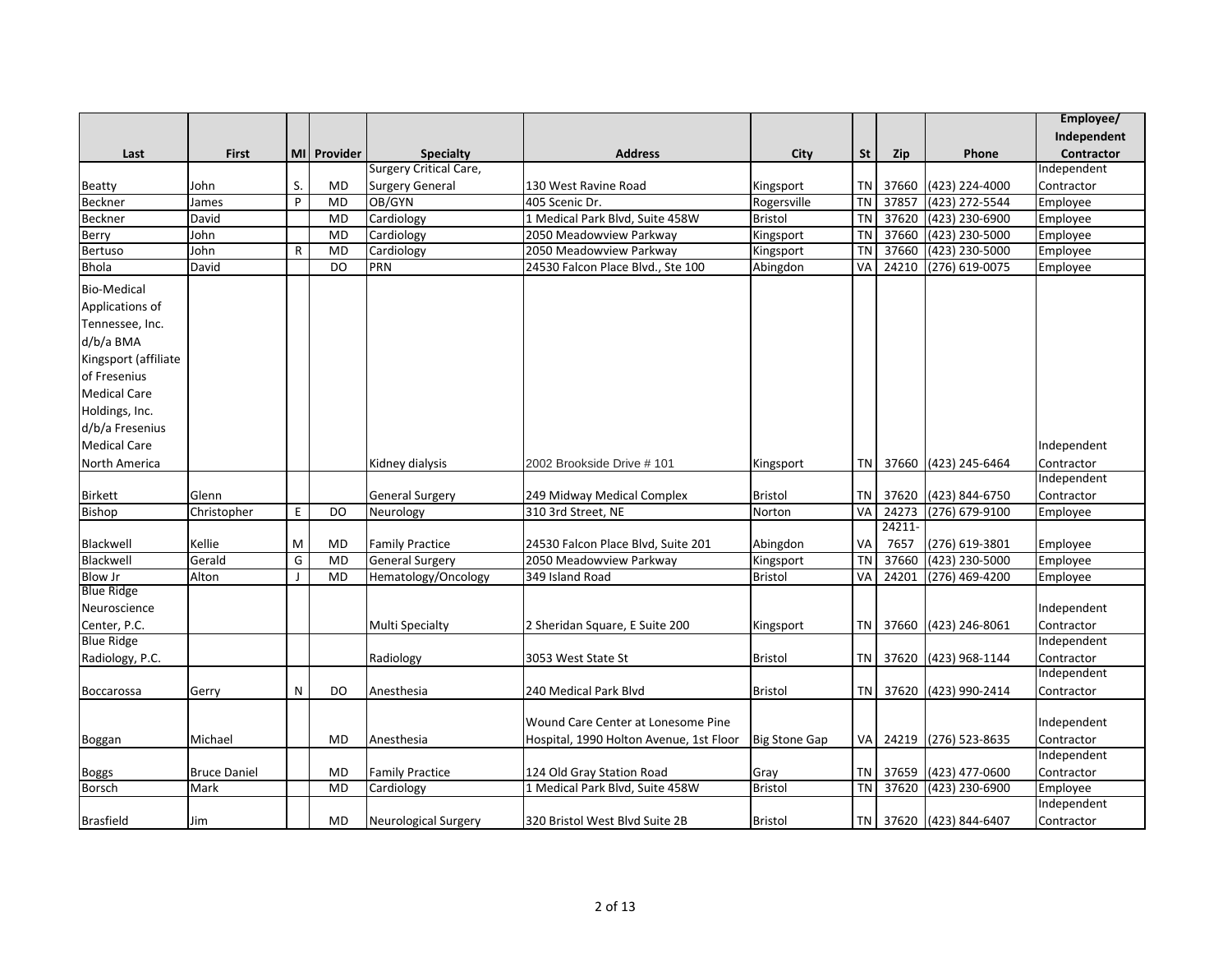| Last | First | MI | Provider | Specialty | Address | City | St | Zip | Phone | Employee/ Independent Contractor |
|---|---|---|---|---|---|---|---|---|---|---|
| Beatty | John | S. | MD | Surgery Critical Care, Surgery General | 130 West Ravine Road | Kingsport | TN | 37660 | (423) 224-4000 | Independent Contractor |
| Beckner | James | P | MD | OB/GYN | 405 Scenic Dr. | Rogersville | TN | 37857 | (423) 272-5544 | Employee |
| Beckner | David | | MD | Cardiology | 1 Medical Park Blvd, Suite 458W | Bristol | TN | 37620 | (423) 230-6900 | Employee |
| Berry | John | | MD | Cardiology | 2050 Meadowview Parkway | Kingsport | TN | 37660 | (423) 230-5000 | Employee |
| Bertuso | John | R | MD | Cardiology | 2050 Meadowview Parkway | Kingsport | TN | 37660 | (423) 230-5000 | Employee |
| Bhola | David | | DO | PRN | 24530 Falcon Place Blvd., Ste 100 | Abingdon | VA | 24210 | (276) 619-0075 | Employee |
| Bio-Medical Applications of Tennessee, Inc. d/b/a BMA Kingsport (affiliate of Fresenius Medical Care Holdings, Inc. d/b/a Fresenius Medical Care North America | | | | Kidney dialysis | 2002 Brookside Drive # 101 | Kingsport | TN | 37660 | (423) 245-6464 | Independent Contractor |
| Birkett | Glenn | | | General Surgery | 249 Midway Medical Complex | Bristol | TN | 37620 | (423) 844-6750 | Independent Contractor |
| Bishop | Christopher | E | DO | Neurology | 310 3rd Street, NE | Norton | VA | 24273 | (276) 679-9100 | Employee |
| Blackwell | Kellie | M | MD | Family Practice | 24530 Falcon Place Blvd, Suite 201 | Abingdon | VA | 24211-7657 | (276) 619-3801 | Employee |
| Blackwell | Gerald | G | MD | General Surgery | 2050 Meadowview Parkway | Kingsport | TN | 37660 | (423) 230-5000 | Employee |
| Blow Jr | Alton | J | MD | Hematology/Oncology | 349 Island Road | Bristol | VA | 24201 | (276) 469-4200 | Employee |
| Blue Ridge Neuroscience Center, P.C. | | | | Multi Specialty | 2 Sheridan Square, E Suite 200 | Kingsport | TN | 37660 | (423) 246-8061 | Independent Contractor |
| Blue Ridge Radiology, P.C. | | | | Radiology | 3053 West State St | Bristol | TN | 37620 | (423) 968-1144 | Independent Contractor |
| Boccarossa | Gerry | N | DO | Anesthesia | 240 Medical Park Blvd | Bristol | TN | 37620 | (423) 990-2414 | Independent Contractor |
| Boggan | Michael | | MD | Anesthesia | Wound Care Center at Lonesome Pine Hospital, 1990 Holton Avenue, 1st Floor | Big Stone Gap | VA | 24219 | (276) 523-8635 | Independent Contractor |
| Boggs | Bruce Daniel | | MD | Family Practice | 124 Old Gray Station Road | Gray | TN | 37659 | (423) 477-0600 | Independent Contractor |
| Borsch | Mark | | MD | Cardiology | 1 Medical Park Blvd, Suite 458W | Bristol | TN | 37620 | (423) 230-6900 | Employee |
| Brasfield | Jim | | MD | Neurological Surgery | 320 Bristol West Blvd Suite 2B | Bristol | TN | 37620 | (423) 844-6407 | Independent Contractor |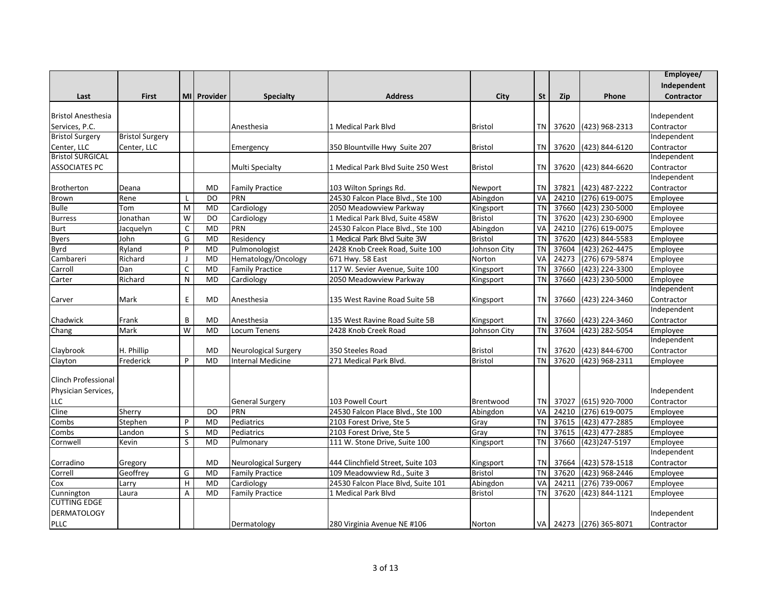| Last | First | MI | Provider | Specialty | Address | City | St | Zip | Phone | Employee/ Independent Contractor |
|---|---|---|---|---|---|---|---|---|---|---|
| Bristol Anesthesia Services, P.C. | | | | Anesthesia | 1 Medical Park Blvd | Bristol | TN | 37620 | (423) 968-2313 | Independent Contractor |
| Bristol Surgery Center, LLC | Bristol Surgery Center, LLC | | | Emergency | 350 Blountville Hwy Suite 207 | Bristol | TN | 37620 | (423) 844-6120 | Independent Contractor |
| Bristol SURGICAL ASSOCIATES PC | | | | Multi Specialty | 1 Medical Park Blvd Suite 250 West | Bristol | TN | 37620 | (423) 844-6620 | Independent Contractor |
| Brotherton | Deana | | MD | Family Practice | 103 Wilton Springs Rd. | Newport | TN | 37821 | (423) 487-2222 | Independent Contractor |
| Brown | Rene | L | DO | PRN | 24530 Falcon Place Blvd., Ste 100 | Abingdon | VA | 24210 | (276) 619-0075 | Employee |
| Bulle | Tom | M | MD | Cardiology | 2050 Meadowview Parkway | Kingsport | TN | 37660 | (423) 230-5000 | Employee |
| Burress | Jonathan | W | DO | Cardiology | 1 Medical Park Blvd, Suite 458W | Bristol | TN | 37620 | (423) 230-6900 | Employee |
| Burt | Jacquelyn | C | MD | PRN | 24530 Falcon Place Blvd., Ste 100 | Abingdon | VA | 24210 | (276) 619-0075 | Employee |
| Byers | John | G | MD | Residency | 1 Medical Park Blvd Suite 3W | Bristol | TN | 37620 | (423) 844-5583 | Employee |
| Byrd | Ryland | P | MD | Pulmonologist | 2428 Knob Creek Road, Suite 100 | Johnson City | TN | 37604 | (423) 262-4475 | Employee |
| Cambareri | Richard | J | MD | Hematology/Oncology | 671 Hwy. 58 East | Norton | VA | 24273 | (276) 679-5874 | Employee |
| Carroll | Dan | C | MD | Family Practice | 117 W. Sevier Avenue, Suite 100 | Kingsport | TN | 37660 | (423) 224-3300 | Employee |
| Carter | Richard | N | MD | Cardiology | 2050 Meadowview Parkway | Kingsport | TN | 37660 | (423) 230-5000 | Employee |
| Carver | Mark | E | MD | Anesthesia | 135 West Ravine Road Suite 5B | Kingsport | TN | 37660 | (423) 224-3460 | Independent Contractor |
| Chadwick | Frank | B | MD | Anesthesia | 135 West Ravine Road Suite 5B | Kingsport | TN | 37660 | (423) 224-3460 | Independent Contractor |
| Chang | Mark | W | MD | Locum Tenens | 2428 Knob Creek Road | Johnson City | TN | 37604 | (423) 282-5054 | Employee |
| Claybrook | H. Phillip | | MD | Neurological Surgery | 350 Steeles Road | Bristol | TN | 37620 | (423) 844-6700 | Independent Contractor |
| Clayton | Frederick | P | MD | Internal Medicine | 271 Medical Park Blvd. | Bristol | TN | 37620 | (423) 968-2311 | Employee |
| Clinch Professional Physician Services, LLC | | | | General Surgery | 103 Powell Court | Brentwood | TN | 37027 | (615) 920-7000 | Independent Contractor |
| Cline | Sherry | | DO | PRN | 24530 Falcon Place Blvd., Ste 100 | Abingdon | VA | 24210 | (276) 619-0075 | Employee |
| Combs | Stephen | P | MD | Pediatrics | 2103 Forest Drive, Ste 5 | Gray | TN | 37615 | (423) 477-2885 | Employee |
| Combs | Landon | S | MD | Pediatrics | 2103 Forest Drive, Ste 5 | Gray | TN | 37615 | (423) 477-2885 | Employee |
| Cornwell | Kevin | S | MD | Pulmonary | 111 W. Stone Drive, Suite 100 | Kingsport | TN | 37660 | (423)247-5197 | Employee |
| Corradino | Gregory | | MD | Neurological Surgery | 444 Clinchfield Street, Suite 103 | Kingsport | TN | 37664 | (423) 578-1518 | Independent Contractor |
| Correll | Geoffrey | G | MD | Family Practice | 109 Meadowview Rd., Suite 3 | Bristol | TN | 37620 | (423) 968-2446 | Employee |
| Cox | Larry | H | MD | Cardiology | 24530 Falcon Place Blvd, Suite 101 | Abingdon | VA | 24211 | (276) 739-0067 | Employee |
| Cunnington | Laura | A | MD | Family Practice | 1 Medical Park Blvd | Bristol | TN | 37620 | (423) 844-1121 | Employee |
| CUTTING EDGE DERMATOLOGY PLLC | | | | Dermatology | 280 Virginia Avenue NE #106 | Norton | VA | 24273 | (276) 365-8071 | Independent Contractor |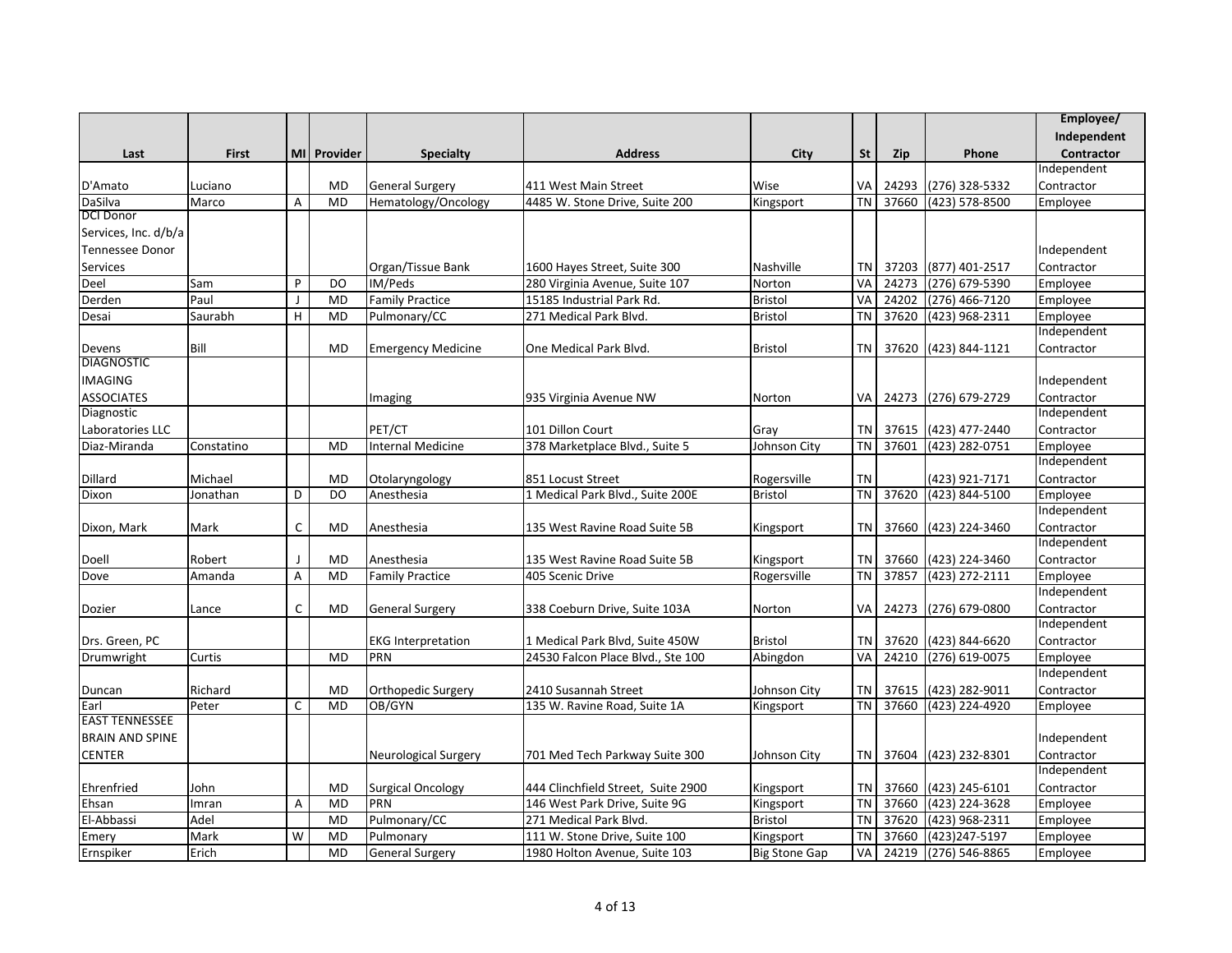| Last | First | MI | Provider | Specialty | Address | City | St | Zip | Phone | Employee/ Independent Contractor |
|---|---|---|---|---|---|---|---|---|---|---|
| D'Amato | Luciano | | MD | General Surgery | 411 West Main Street | Wise | VA | 24293 | (276) 328-5332 | Independent Contractor |
| DaSilva | Marco | A | MD | Hematology/Oncology | 4485 W. Stone Drive, Suite 200 | Kingsport | TN | 37660 | (423) 578-8500 | Employee |
| DCI Donor Services, Inc. d/b/a Tennessee Donor Services | | | | Organ/Tissue Bank | 1600 Hayes Street, Suite 300 | Nashville | TN | 37203 | (877) 401-2517 | Independent Contractor |
| Deel | Sam | P | DO | IM/Peds | 280 Virginia Avenue, Suite 107 | Norton | VA | 24273 | (276) 679-5390 | Employee |
| Derden | Paul | J | MD | Family Practice | 15185 Industrial Park Rd. | Bristol | VA | 24202 | (276) 466-7120 | Employee |
| Desai | Saurabh | H | MD | Pulmonary/CC | 271 Medical Park Blvd. | Bristol | TN | 37620 | (423) 968-2311 | Employee |
| Devens | Bill | | MD | Emergency Medicine | One Medical Park Blvd. | Bristol | TN | 37620 | (423) 844-1121 | Independent Contractor |
| DIAGNOSTIC IMAGING ASSOCIATES | | | | Imaging | 935 Virginia Avenue NW | Norton | VA | 24273 | (276) 679-2729 | Independent Contractor |
| Diagnostic Laboratories LLC | | | | PET/CT | 101 Dillon Court | Gray | TN | 37615 | (423) 477-2440 | Independent Contractor |
| Diaz-Miranda | Constatino | | MD | Internal Medicine | 378 Marketplace Blvd., Suite 5 | Johnson City | TN | 37601 | (423) 282-0751 | Employee |
| Dillard | Michael | | MD | Otolaryngology | 851 Locust Street | Rogersville | TN | | (423) 921-7171 | Independent Contractor |
| Dixon | Jonathan | D | DO | Anesthesia | 1 Medical Park Blvd., Suite 200E | Bristol | TN | 37620 | (423) 844-5100 | Employee |
| Dixon, Mark | Mark | C | MD | Anesthesia | 135 West Ravine Road Suite 5B | Kingsport | TN | 37660 | (423) 224-3460 | Independent Contractor |
| Doell | Robert | J | MD | Anesthesia | 135 West Ravine Road Suite 5B | Kingsport | TN | 37660 | (423) 224-3460 | Independent Contractor |
| Dove | Amanda | A | MD | Family Practice | 405 Scenic Drive | Rogersville | TN | 37857 | (423) 272-2111 | Employee |
| Dozier | Lance | C | MD | General Surgery | 338 Coeburn Drive, Suite 103A | Norton | VA | 24273 | (276) 679-0800 | Independent Contractor |
| Drs. Green, PC | | | | EKG Interpretation | 1 Medical Park Blvd, Suite 450W | Bristol | TN | 37620 | (423) 844-6620 | Independent Contractor |
| Drumwright | Curtis | | MD | PRN | 24530 Falcon Place Blvd., Ste 100 | Abingdon | VA | 24210 | (276) 619-0075 | Employee |
| Duncan | Richard | | MD | Orthopedic Surgery | 2410 Susannah Street | Johnson City | TN | 37615 | (423) 282-9011 | Independent Contractor |
| Earl | Peter | C | MD | OB/GYN | 135 W. Ravine Road, Suite 1A | Kingsport | TN | 37660 | (423) 224-4920 | Employee |
| EAST TENNESSEE BRAIN AND SPINE CENTER | | | | Neurological Surgery | 701 Med Tech Parkway Suite 300 | Johnson City | TN | 37604 | (423) 232-8301 | Independent Contractor |
| Ehrenfried | John | | MD | Surgical Oncology | 444 Clinchfield Street, Suite 2900 | Kingsport | TN | 37660 | (423) 245-6101 | Independent Contractor |
| Ehsan | Imran | A | MD | PRN | 146 West Park Drive, Suite 9G | Kingsport | TN | 37660 | (423) 224-3628 | Employee |
| El-Abbassi | Adel | | MD | Pulmonary/CC | 271 Medical Park Blvd. | Bristol | TN | 37620 | (423) 968-2311 | Employee |
| Emery | Mark | W | MD | Pulmonary | 111 W. Stone Drive, Suite 100 | Kingsport | TN | 37660 | (423)247-5197 | Employee |
| Ernspiker | Erich | | MD | General Surgery | 1980 Holton Avenue, Suite 103 | Big Stone Gap | VA | 24219 | (276) 546-8865 | Employee |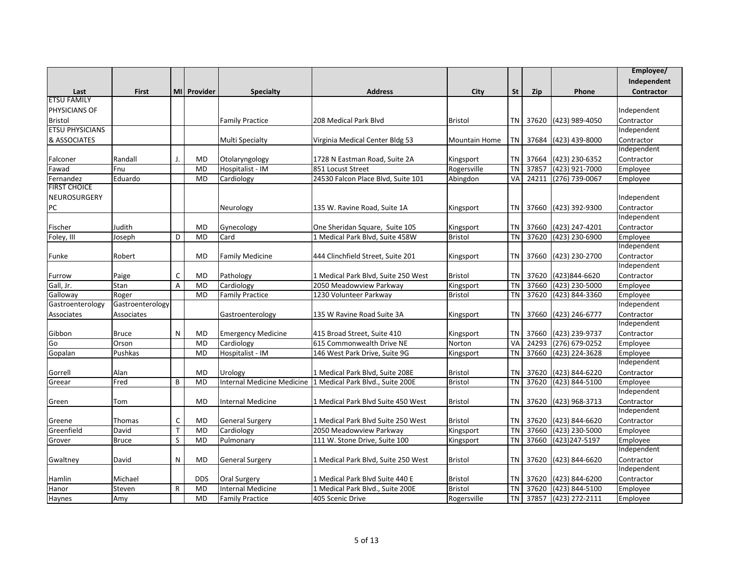| Last | First | MI | Provider | Specialty | Address | City | St | Zip | Phone | Employee/ Independent Contractor |
|---|---|---|---|---|---|---|---|---|---|---|
| ETSU FAMILY PHYSICIANS OF Bristol | | | | Family Practice | 208 Medical Park Blvd | Bristol | TN | 37620 | (423) 989-4050 | Independent Contractor |
| ETSU PHYSICIANS & ASSOCIATES | | | | Multi Specialty | Virginia Medical Center Bldg 53 | Mountain Home | TN | 37684 | (423) 439-8000 | Independent Contractor |
| Falconer | Randall | J. | MD | Otolaryngology | 1728 N Eastman Road, Suite 2A | Kingsport | TN | 37664 | (423) 230-6352 | Independent Contractor |
| Fawad | Fnu | | MD | Hospitalist - IM | 851 Locust Street | Rogersville | TN | 37857 | (423) 921-7000 | Employee |
| Fernandez | Eduardo | | MD | Cardiology | 24530 Falcon Place Blvd, Suite 101 | Abingdon | VA | 24211 | (276) 739-0067 | Employee |
| FIRST CHOICE NEUROSURGERY PC | | | | Neurology | 135 W. Ravine Road, Suite 1A | Kingsport | TN | 37660 | (423) 392-9300 | Independent Contractor |
| Fischer | Judith | | MD | Gynecology | One Sheridan Square, Suite 105 | Kingsport | TN | 37660 | (423) 247-4201 | Independent Contractor |
| Foley, III | Joseph | D | MD | Card | 1 Medical Park Blvd, Suite 458W | Bristol | TN | 37620 | (423) 230-6900 | Employee |
| Funke | Robert | | MD | Family Medicine | 444 Clinchfield Street, Suite 201 | Kingsport | TN | 37660 | (423) 230-2700 | Independent Contractor |
| Furrow | Paige | C | MD | Pathology | 1 Medical Park Blvd, Suite 250 West | Bristol | TN | 37620 | (423)844-6620 | Independent Contractor |
| Gall, Jr. | Stan | A | MD | Cardiology | 2050 Meadowview Parkway | Kingsport | TN | 37660 | (423) 230-5000 | Employee |
| Galloway | Roger | | MD | Family Practice | 1230 Volunteer Parkway | Bristol | TN | 37620 | (423) 844-3360 | Employee |
| Gastroenterology Associates | Gastroenterology Associates | | | Gastroenterology | 135 W Ravine Road Suite 3A | Kingsport | TN | 37660 | (423) 246-6777 | Independent Contractor |
| Gibbon | Bruce | N | MD | Emergency Medicine | 415 Broad Street, Suite 410 | Kingsport | TN | 37660 | (423) 239-9737 | Independent Contractor |
| Go | Orson | | MD | Cardiology | 615 Commonwealth Drive NE | Norton | VA | 24293 | (276) 679-0252 | Employee |
| Gopalan | Pushkas | | MD | Hospitalist - IM | 146 West Park Drive, Suite 9G | Kingsport | TN | 37660 | (423) 224-3628 | Employee |
| Gorrell | Alan | | MD | Urology | 1 Medical Park Blvd, Suite 208E | Bristol | TN | 37620 | (423) 844-6220 | Independent Contractor |
| Greear | Fred | B | MD | Internal Medicine Medicine | 1 Medical Park Blvd., Suite 200E | Bristol | TN | 37620 | (423) 844-5100 | Employee |
| Green | Tom | | MD | Internal Medicine | 1 Medical Park Blvd Suite 450 West | Bristol | TN | 37620 | (423) 968-3713 | Independent Contractor |
| Greene | Thomas | C | MD | General Surgery | 1 Medical Park Blvd Suite 250 West | Bristol | TN | 37620 | (423) 844-6620 | Independent Contractor |
| Greenfield | David | T | MD | Cardiology | 2050 Meadowview Parkway | Kingsport | TN | 37660 | (423) 230-5000 | Employee |
| Grover | Bruce | S | MD | Pulmonary | 111 W. Stone Drive, Suite 100 | Kingsport | TN | 37660 | (423)247-5197 | Employee |
| Gwaltney | David | N | MD | General Surgery | 1 Medical Park Blvd, Suite 250 West | Bristol | TN | 37620 | (423) 844-6620 | Independent Contractor |
| Hamlin | Michael | | DDS | Oral Surgery | 1 Medical Park Blvd Suite 440 E | Bristol | TN | 37620 | (423) 844-6200 | Independent Contractor |
| Hanor | Steven | R | MD | Internal Medicine | 1 Medical Park Blvd., Suite 200E | Bristol | TN | 37620 | (423) 844-5100 | Employee |
| Haynes | Amy | | MD | Family Practice | 405 Scenic Drive | Rogersville | TN | 37857 | (423) 272-2111 | Employee |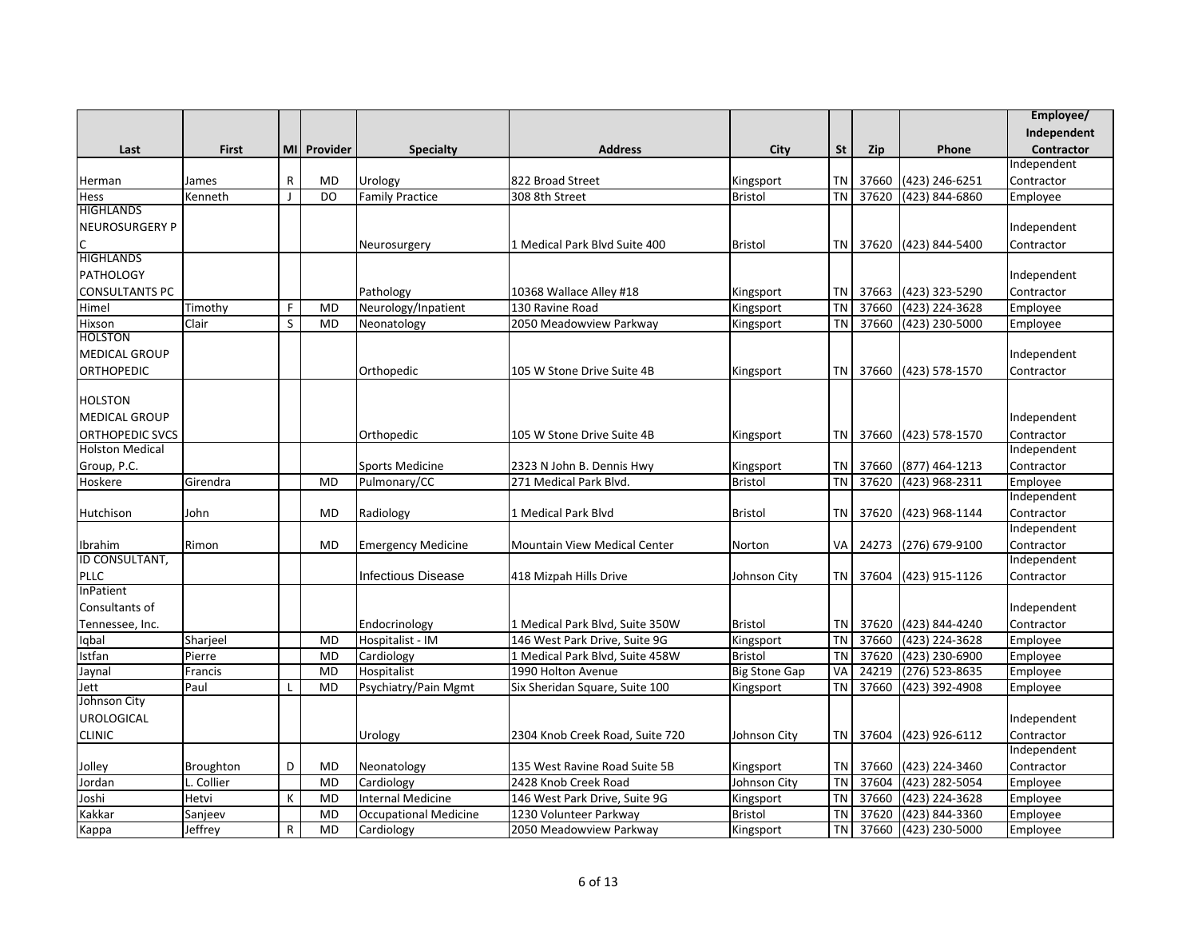| Last | First | MI | Provider | Specialty | Address | City | St | Zip | Phone | Employee/ Independent Contractor |
|---|---|---|---|---|---|---|---|---|---|---|
| Herman | James | R | MD | Urology | 822 Broad Street | Kingsport | TN | 37660 | (423) 246-6251 | Independent Contractor |
| Hess | Kenneth | J | DO | Family Practice | 308 8th Street | Bristol | TN | 37620 | (423) 844-6860 | Employee |
| HIGHLANDS NEUROSURGERY P C | | | | Neurosurgery | 1 Medical Park Blvd Suite 400 | Bristol | TN | 37620 | (423) 844-5400 | Independent Contractor |
| HIGHLANDS PATHOLOGY CONSULTANTS PC | | | | Pathology | 10368 Wallace Alley #18 | Kingsport | TN | 37663 | (423) 323-5290 | Independent Contractor |
| Himel | Timothy | F | MD | Neurology/Inpatient | 130 Ravine Road | Kingsport | TN | 37660 | (423) 224-3628 | Employee |
| Hixson | Clair | S | MD | Neonatology | 2050 Meadowview Parkway | Kingsport | TN | 37660 | (423) 230-5000 | Employee |
| HOLSTON MEDICAL GROUP ORTHOPEDIC | | | | Orthopedic | 105 W Stone Drive Suite 4B | Kingsport | TN | 37660 | (423) 578-1570 | Independent Contractor |
| HOLSTON MEDICAL GROUP ORTHOPEDIC SVCS | | | | Orthopedic | 105 W Stone Drive Suite 4B | Kingsport | TN | 37660 | (423) 578-1570 | Independent Contractor |
| Holston Medical Group, P.C. | | | | Sports Medicine | 2323 N John B. Dennis Hwy | Kingsport | TN | 37660 | (877) 464-1213 | Independent Contractor |
| Hoskere | Girendra | | MD | Pulmonary/CC | 271 Medical Park Blvd. | Bristol | TN | 37620 | (423) 968-2311 | Employee |
| Hutchison | John | | MD | Radiology | 1 Medical Park Blvd | Bristol | TN | 37620 | (423) 968-1144 | Independent Contractor |
| Ibrahim | Rimon | | MD | Emergency Medicine | Mountain View Medical Center | Norton | VA | 24273 | (276) 679-9100 | Independent Contractor |
| ID CONSULTANT, PLLC | | | | Infectious Disease | 418 Mizpah Hills Drive | Johnson City | TN | 37604 | (423) 915-1126 | Independent Contractor |
| InPatient Consultants of Tennessee, Inc. | | | | Endocrinology | 1 Medical Park Blvd, Suite 350W | Bristol | TN | 37620 | (423) 844-4240 | Independent Contractor |
| Iqbal | Sharjeel | | MD | Hospitalist - IM | 146 West Park Drive, Suite 9G | Kingsport | TN | 37660 | (423) 224-3628 | Employee |
| Istfan | Pierre | | MD | Cardiology | 1 Medical Park Blvd, Suite 458W | Bristol | TN | 37620 | (423) 230-6900 | Employee |
| Jaynal | Francis | | MD | Hospitalist | 1990 Holton Avenue | Big Stone Gap | VA | 24219 | (276) 523-8635 | Employee |
| Jett | Paul | L | MD | Psychiatry/Pain Mgmt | Six Sheridan Square, Suite 100 | Kingsport | TN | 37660 | (423) 392-4908 | Employee |
| Johnson City UROLOGICAL CLINIC | | | | Urology | 2304 Knob Creek Road, Suite 720 | Johnson City | TN | 37604 | (423) 926-6112 | Independent Contractor |
| Jolley | Broughton | D | MD | Neonatology | 135 West Ravine Road Suite 5B | Kingsport | TN | 37660 | (423) 224-3460 | Independent Contractor |
| Jordan | L. Collier | | MD | Cardiology | 2428 Knob Creek Road | Johnson City | TN | 37604 | (423) 282-5054 | Employee |
| Joshi | Hetvi | K | MD | Internal Medicine | 146 West Park Drive, Suite 9G | Kingsport | TN | 37660 | (423) 224-3628 | Employee |
| Kakkar | Sanjeev | | MD | Occupational Medicine | 1230 Volunteer Parkway | Bristol | TN | 37620 | (423) 844-3360 | Employee |
| Kappa | Jeffrey | R | MD | Cardiology | 2050 Meadowview Parkway | Kingsport | TN | 37660 | (423) 230-5000 | Employee |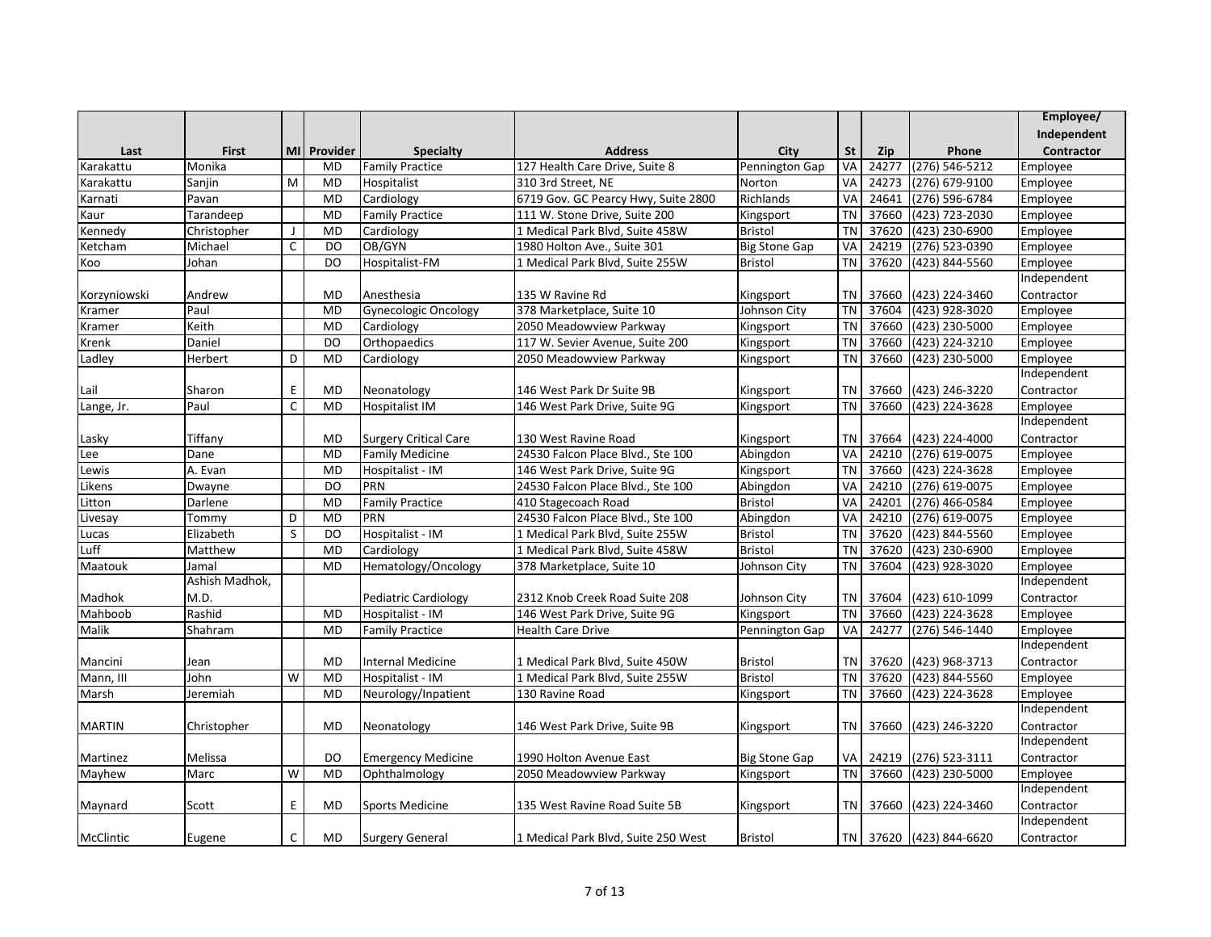| Last | First | MI | Provider | Specialty | Address | City | St | Zip | Phone | Employee/ Independent Contractor |
|---|---|---|---|---|---|---|---|---|---|---|
| Karakattu | Monika | | MD | Family Practice | 127 Health Care Drive, Suite 8 | Pennington Gap | VA | 24277 | (276) 546-5212 | Employee |
| Karakattu | Sanjin | M | MD | Hospitalist | 310 3rd Street, NE | Norton | VA | 24273 | (276) 679-9100 | Employee |
| Karnati | Pavan | | MD | Cardiology | 6719 Gov. GC Pearcy Hwy, Suite 2800 | Richlands | VA | 24641 | (276) 596-6784 | Employee |
| Kaur | Tarandeep | | MD | Family Practice | 111 W. Stone Drive, Suite 200 | Kingsport | TN | 37660 | (423) 723-2030 | Employee |
| Kennedy | Christopher | J | MD | Cardiology | 1 Medical Park Blvd, Suite 458W | Bristol | TN | 37620 | (423) 230-6900 | Employee |
| Ketcham | Michael | C | DO | OB/GYN | 1980 Holton Ave., Suite 301 | Big Stone Gap | VA | 24219 | (276) 523-0390 | Employee |
| Koo | Johan | | DO | Hospitalist-FM | 1 Medical Park Blvd, Suite 255W | Bristol | TN | 37620 | (423) 844-5560 | Employee |
| Korzyniowski | Andrew | | MD | Anesthesia | 135 W Ravine Rd | Kingsport | TN | 37660 | (423) 224-3460 | Independent Contractor |
| Kramer | Paul | | MD | Gynecologic Oncology | 378 Marketplace, Suite 10 | Johnson City | TN | 37604 | (423) 928-3020 | Employee |
| Kramer | Keith | | MD | Cardiology | 2050 Meadowview Parkway | Kingsport | TN | 37660 | (423) 230-5000 | Employee |
| Krenk | Daniel | | DO | Orthopaedics | 117 W. Sevier Avenue, Suite 200 | Kingsport | TN | 37660 | (423) 224-3210 | Employee |
| Ladley | Herbert | D | MD | Cardiology | 2050 Meadowview Parkway | Kingsport | TN | 37660 | (423) 230-5000 | Employee |
| Lail | Sharon | E | MD | Neonatology | 146 West Park Dr Suite 9B | Kingsport | TN | 37660 | (423) 246-3220 | Independent Contractor |
| Lange, Jr. | Paul | C | MD | Hospitalist IM | 146 West Park Drive, Suite 9G | Kingsport | TN | 37660 | (423) 224-3628 | Employee |
| Lasky | Tiffany | | MD | Surgery Critical Care | 130 West Ravine Road | Kingsport | TN | 37664 | (423) 224-4000 | Independent Contractor |
| Lee | Dane | | MD | Family Medicine | 24530 Falcon Place Blvd., Ste 100 | Abingdon | VA | 24210 | (276) 619-0075 | Employee |
| Lewis | A. Evan | | MD | Hospitalist - IM | 146 West Park Drive, Suite 9G | Kingsport | TN | 37660 | (423) 224-3628 | Employee |
| Likens | Dwayne | | DO | PRN | 24530 Falcon Place Blvd., Ste 100 | Abingdon | VA | 24210 | (276) 619-0075 | Employee |
| Litton | Darlene | | MD | Family Practice | 410 Stagecoach Road | Bristol | VA | 24201 | (276) 466-0584 | Employee |
| Livesay | Tommy | D | MD | PRN | 24530 Falcon Place Blvd., Ste 100 | Abingdon | VA | 24210 | (276) 619-0075 | Employee |
| Lucas | Elizabeth | S | DO | Hospitalist - IM | 1 Medical Park Blvd, Suite 255W | Bristol | TN | 37620 | (423) 844-5560 | Employee |
| Luff | Matthew | | MD | Cardiology | 1 Medical Park Blvd, Suite 458W | Bristol | TN | 37620 | (423) 230-6900 | Employee |
| Maatouk | Jamal | | MD | Hematology/Oncology | 378 Marketplace, Suite 10 | Johnson City | TN | 37604 | (423) 928-3020 | Employee |
| Madhok | Ashish Madhok, M.D. | | | Pediatric Cardiology | 2312 Knob Creek Road Suite 208 | Johnson City | TN | 37604 | (423) 610-1099 | Independent Contractor |
| Mahboob | Rashid | | MD | Hospitalist - IM | 146 West Park Drive, Suite 9G | Kingsport | TN | 37660 | (423) 224-3628 | Employee |
| Malik | Shahram | | MD | Family Practice | Health Care Drive | Pennington Gap | VA | 24277 | (276) 546-1440 | Employee |
| Mancini | Jean | | MD | Internal Medicine | 1 Medical Park Blvd, Suite 450W | Bristol | TN | 37620 | (423) 968-3713 | Independent Contractor |
| Mann, III | John | W | MD | Hospitalist - IM | 1 Medical Park Blvd, Suite 255W | Bristol | TN | 37620 | (423) 844-5560 | Employee |
| Marsh | Jeremiah | | MD | Neurology/Inpatient | 130 Ravine Road | Kingsport | TN | 37660 | (423) 224-3628 | Employee |
| MARTIN | Christopher | | MD | Neonatology | 146 West Park Drive, Suite 9B | Kingsport | TN | 37660 | (423) 246-3220 | Independent Contractor |
| Martinez | Melissa | | DO | Emergency Medicine | 1990 Holton Avenue East | Big Stone Gap | VA | 24219 | (276) 523-3111 | Independent Contractor |
| Mayhew | Marc | W | MD | Ophthalmology | 2050 Meadowview Parkway | Kingsport | TN | 37660 | (423) 230-5000 | Employee |
| Maynard | Scott | E | MD | Sports Medicine | 135 West Ravine Road Suite 5B | Kingsport | TN | 37660 | (423) 224-3460 | Independent Contractor |
| McClintic | Eugene | C | MD | Surgery General | 1 Medical Park Blvd, Suite 250 West | Bristol | TN | 37620 | (423) 844-6620 | Independent Contractor |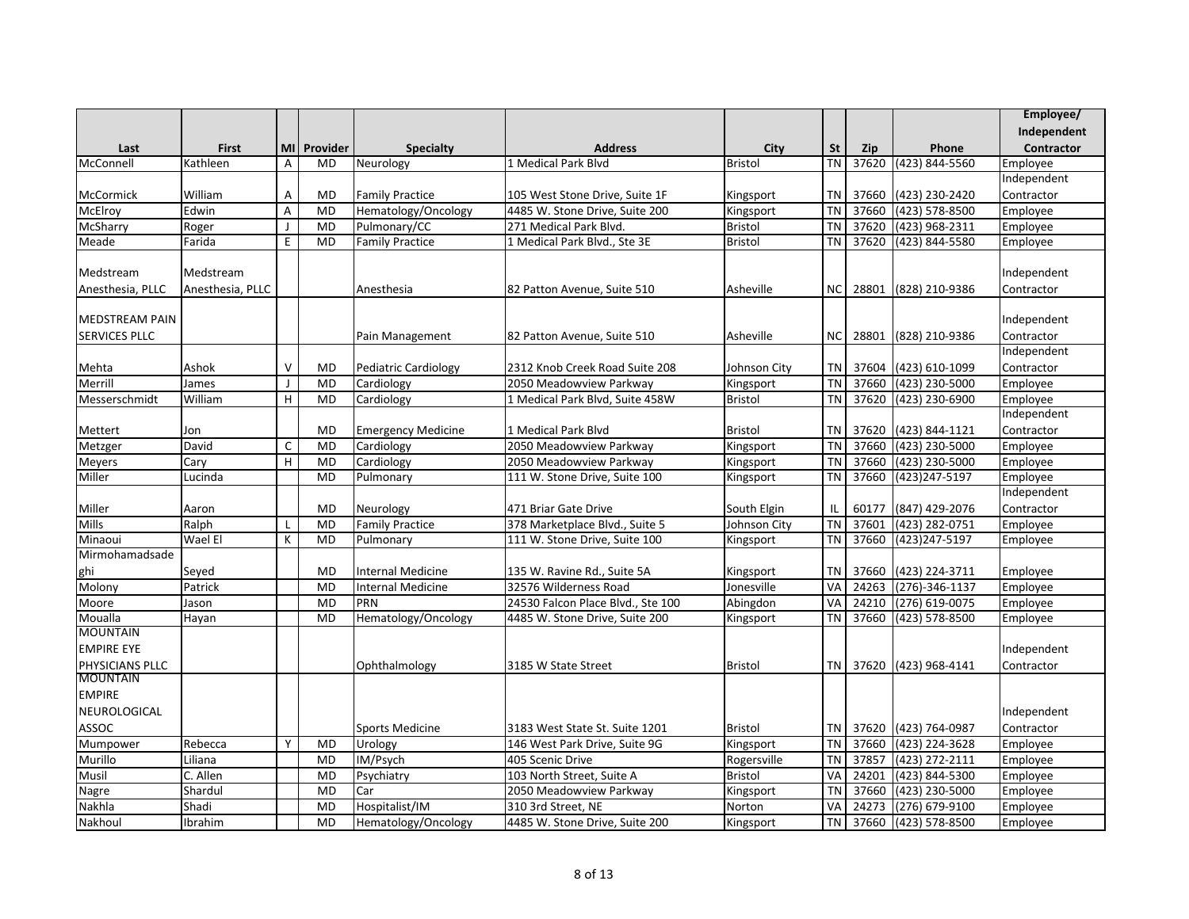| Last | First | MI | Provider | Specialty | Address | City | St | Zip | Phone | Employee/ Independent Contractor |
|---|---|---|---|---|---|---|---|---|---|---|
| McConnell | Kathleen | A | MD | Neurology | 1 Medical Park Blvd | Bristol | TN | 37620 | (423) 844-5560 | Employee |
| McCormick | William | A | MD | Family Practice | 105 West Stone Drive, Suite 1F | Kingsport | TN | 37660 | (423) 230-2420 | Independent Contractor |
| McElroy | Edwin | A | MD | Hematology/Oncology | 4485 W. Stone Drive, Suite 200 | Kingsport | TN | 37660 | (423) 578-8500 | Employee |
| McSharry | Roger | J | MD | Pulmonary/CC | 271 Medical Park Blvd. | Bristol | TN | 37620 | (423) 968-2311 | Employee |
| Meade | Farida | E | MD | Family Practice | 1 Medical Park Blvd., Ste 3E | Bristol | TN | 37620 | (423) 844-5580 | Employee |
| Medstream Anesthesia, PLLC | Medstream Anesthesia, PLLC | | | Anesthesia | 82 Patton Avenue, Suite 510 | Asheville | NC | 28801 | (828) 210-9386 | Independent Contractor |
| MEDSTREAM PAIN SERVICES PLLC | | | | Pain Management | 82 Patton Avenue, Suite 510 | Asheville | NC | 28801 | (828) 210-9386 | Independent Contractor |
| Mehta | Ashok | V | MD | Pediatric Cardiology | 2312 Knob Creek Road Suite 208 | Johnson City | TN | 37604 | (423) 610-1099 | Independent Contractor |
| Merrill | James | J | MD | Cardiology | 2050 Meadowview Parkway | Kingsport | TN | 37660 | (423) 230-5000 | Employee |
| Messerschmidt | William | H | MD | Cardiology | 1 Medical Park Blvd, Suite 458W | Bristol | TN | 37620 | (423) 230-6900 | Employee |
| Mettert | Jon | | MD | Emergency Medicine | 1 Medical Park Blvd | Bristol | TN | 37620 | (423) 844-1121 | Independent Contractor |
| Metzger | David | C | MD | Cardiology | 2050 Meadowview Parkway | Kingsport | TN | 37660 | (423) 230-5000 | Employee |
| Meyers | Cary | H | MD | Cardiology | 2050 Meadowview Parkway | Kingsport | TN | 37660 | (423) 230-5000 | Employee |
| Miller | Lucinda | | MD | Pulmonary | 111 W. Stone Drive, Suite 100 | Kingsport | TN | 37660 | (423)247-5197 | Employee |
| Miller | Aaron | | MD | Neurology | 471 Briar Gate Drive | South Elgin | IL | 60177 | (847) 429-2076 | Independent Contractor |
| Mills | Ralph | L | MD | Family Practice | 378 Marketplace Blvd., Suite 5 | Johnson City | TN | 37601 | (423) 282-0751 | Employee |
| Minaoui | Wael El | K | MD | Pulmonary | 111 W. Stone Drive, Suite 100 | Kingsport | TN | 37660 | (423)247-5197 | Employee |
| Mirmohamadsadeghi | Seyed | | MD | Internal Medicine | 135 W. Ravine Rd., Suite 5A | Kingsport | TN | 37660 | (423) 224-3711 | Employee |
| Molony | Patrick | | MD | Internal Medicine | 32576 Wilderness Road | Jonesville | VA | 24263 | (276)-346-1137 | Employee |
| Moore | Jason | | MD | PRN | 24530 Falcon Place Blvd., Ste 100 | Abingdon | VA | 24210 | (276) 619-0075 | Employee |
| Moualla | Hayan | | MD | Hematology/Oncology | 4485 W. Stone Drive, Suite 200 | Kingsport | TN | 37660 | (423) 578-8500 | Employee |
| MOUNTAIN EMPIRE EYE PHYSICIANS PLLC | | | | Ophthalmology | 3185 W State Street | Bristol | TN | 37620 | (423) 968-4141 | Independent Contractor |
| MOUNTAIN EMPIRE NEUROLOGICAL ASSOC | | | | Sports Medicine | 3183 West State St. Suite 1201 | Bristol | TN | 37620 | (423) 764-0987 | Independent Contractor |
| Mumpower | Rebecca | Y | MD | Urology | 146 West Park Drive, Suite 9G | Kingsport | TN | 37660 | (423) 224-3628 | Employee |
| Murillo | Liliana | | MD | IM/Psych | 405 Scenic Drive | Rogersville | TN | 37857 | (423) 272-2111 | Employee |
| Musil | C. Allen | | MD | Psychiatry | 103 North Street, Suite A | Bristol | VA | 24201 | (423) 844-5300 | Employee |
| Nagre | Shardul | | MD | Car | 2050 Meadowview Parkway | Kingsport | TN | 37660 | (423) 230-5000 | Employee |
| Nakhla | Shadi | | MD | Hospitalist/IM | 310 3rd Street, NE | Norton | VA | 24273 | (276) 679-9100 | Employee |
| Nakhoul | Ibrahim | | MD | Hematology/Oncology | 4485 W. Stone Drive, Suite 200 | Kingsport | TN | 37660 | (423) 578-8500 | Employee |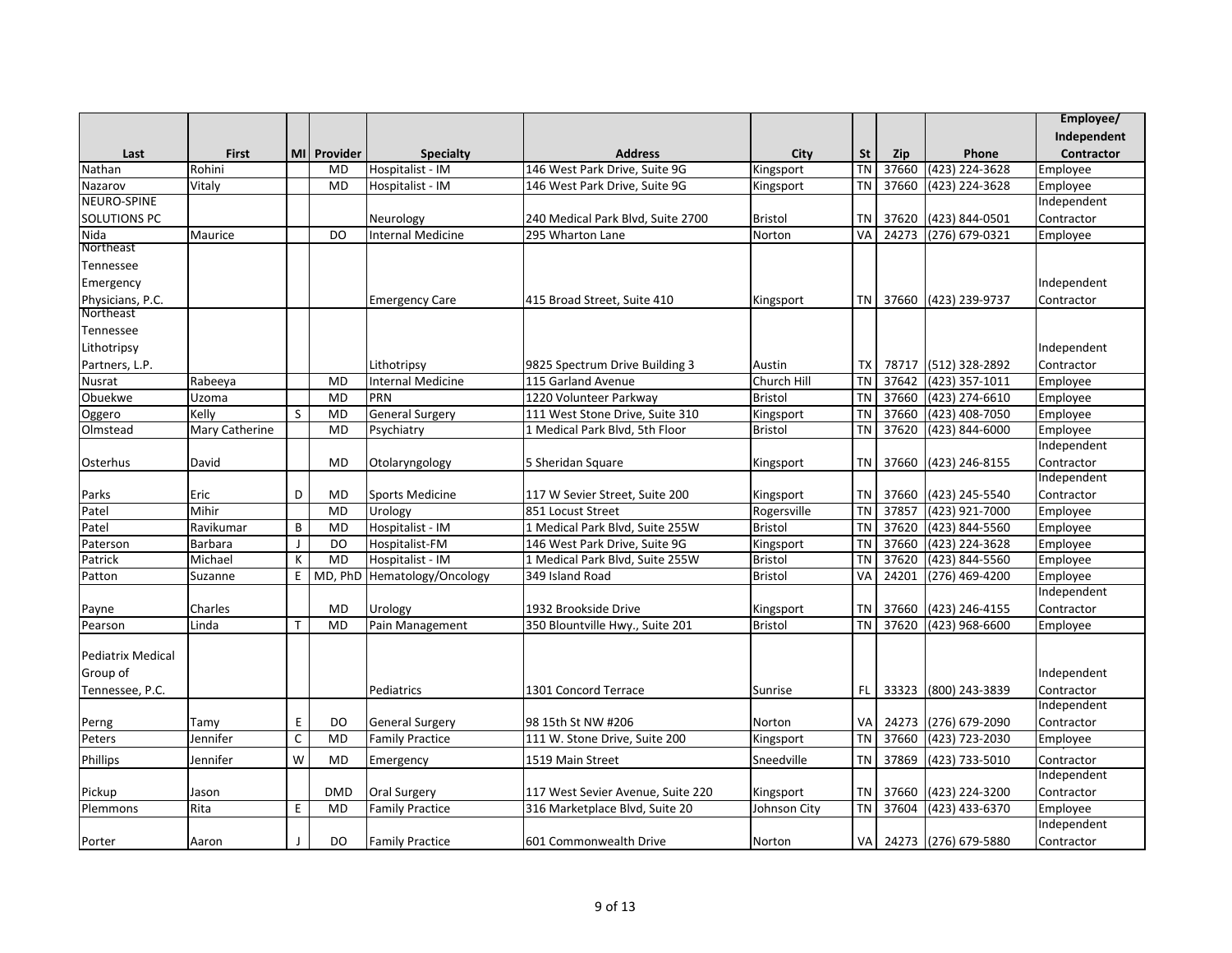| Last | First | MI | Provider | Specialty | Address | City | St | Zip | Phone | Employee/ Independent Contractor |
|---|---|---|---|---|---|---|---|---|---|---|
| Nathan | Rohini | | MD | Hospitalist - IM | 146 West Park Drive, Suite 9G | Kingsport | TN | 37660 | (423) 224-3628 | Employee |
| Nazarov | Vitaly | | MD | Hospitalist - IM | 146 West Park Drive, Suite 9G | Kingsport | TN | 37660 | (423) 224-3628 | Employee |
| NEURO-SPINE SOLUTIONS PC | | | | Neurology | 240 Medical Park Blvd, Suite 2700 | Bristol | TN | 37620 | (423) 844-0501 | Independent Contractor |
| Nida | Maurice | | DO | Internal Medicine | 295 Wharton Lane | Norton | VA | 24273 | (276) 679-0321 | Employee |
| Northeast Tennessee Emergency Physicians, P.C. | | | | Emergency Care | 415 Broad Street, Suite 410 | Kingsport | TN | 37660 | (423) 239-9737 | Independent Contractor |
| Northeast Tennessee Lithotripsy Partners, L.P. | | | | Lithotripsy | 9825 Spectrum Drive Building 3 | Austin | TX | 78717 | (512) 328-2892 | Independent Contractor |
| Nusrat | Rabeeya | | MD | Internal Medicine | 115 Garland Avenue | Church Hill | TN | 37642 | (423) 357-1011 | Employee |
| Obuekwe | Uzoma | | MD | PRN | 1220 Volunteer Parkway | Bristol | TN | 37660 | (423) 274-6610 | Employee |
| Oggero | Kelly | S | MD | General Surgery | 111 West Stone Drive, Suite 310 | Kingsport | TN | 37660 | (423) 408-7050 | Employee |
| Olmstead | Mary Catherine | | MD | Psychiatry | 1 Medical Park Blvd, 5th Floor | Bristol | TN | 37620 | (423) 844-6000 | Employee |
| Osterhus | David | | MD | Otolaryngology | 5 Sheridan Square | Kingsport | TN | 37660 | (423) 246-8155 | Independent Contractor |
| Parks | Eric | D | MD | Sports Medicine | 117 W Sevier Street, Suite 200 | Kingsport | TN | 37660 | (423) 245-5540 | Independent Contractor |
| Patel | Mihir | | MD | Urology | 851 Locust Street | Rogersville | TN | 37857 | (423) 921-7000 | Employee |
| Patel | Ravikumar | B | MD | Hospitalist - IM | 1 Medical Park Blvd, Suite 255W | Bristol | TN | 37620 | (423) 844-5560 | Employee |
| Paterson | Barbara | J | DO | Hospitalist-FM | 146 West Park Drive, Suite 9G | Kingsport | TN | 37660 | (423) 224-3628 | Employee |
| Patrick | Michael | K | MD | Hospitalist - IM | 1 Medical Park Blvd, Suite 255W | Bristol | TN | 37620 | (423) 844-5560 | Employee |
| Patton | Suzanne | E | MD, PhD | Hematology/Oncology | 349 Island Road | Bristol | VA | 24201 | (276) 469-4200 | Employee |
| Payne | Charles | | MD | Urology | 1932 Brookside Drive | Kingsport | TN | 37660 | (423) 246-4155 | Independent Contractor |
| Pearson | Linda | T | MD | Pain Management | 350 Blountville Hwy., Suite 201 | Bristol | TN | 37620 | (423) 968-6600 | Employee |
| Pediatrix Medical Group of Tennessee, P.C. | | | | Pediatrics | 1301 Concord Terrace | Sunrise | FL | 33323 | (800) 243-3839 | Independent Contractor |
| Perng | Tamy | E | DO | General Surgery | 98 15th St NW #206 | Norton | VA | 24273 | (276) 679-2090 | Independent Contractor |
| Peters | Jennifer | C | MD | Family Practice | 111 W. Stone Drive, Suite 200 | Kingsport | TN | 37660 | (423) 723-2030 | Employee |
| Phillips | Jennifer | W | MD | Emergency | 1519 Main Street | Sneedville | TN | 37869 | (423) 733-5010 | Contractor |
| Pickup | Jason | | DMD | Oral Surgery | 117 West Sevier Avenue, Suite 220 | Kingsport | TN | 37660 | (423) 224-3200 | Independent Contractor |
| Plemmons | Rita | E | MD | Family Practice | 316 Marketplace Blvd, Suite 20 | Johnson City | TN | 37604 | (423) 433-6370 | Employee |
| Porter | Aaron | J | DO | Family Practice | 601 Commonwealth Drive | Norton | VA | 24273 | (276) 679-5880 | Independent Contractor |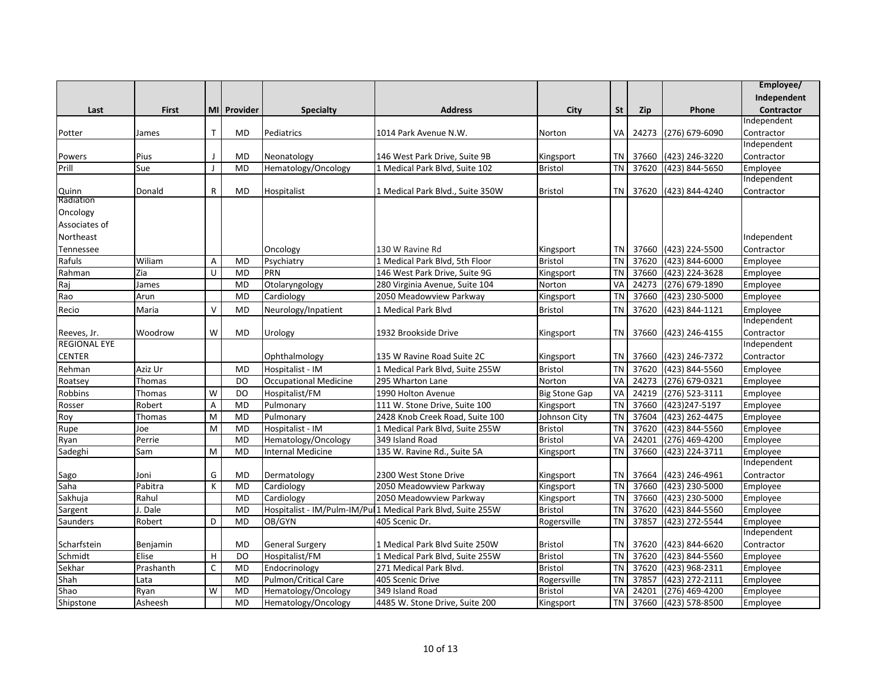| Last | First | MI | Provider | Specialty | Address | City | St | Zip | Phone | Employee/ Independent Contractor |
|---|---|---|---|---|---|---|---|---|---|---|
| Potter | James | T | MD | Pediatrics | 1014 Park Avenue N.W. | Norton | VA | 24273 | (276) 679-6090 | Independent Contractor |
| Powers | Pius | J | MD | Neonatology | 146 West Park Drive, Suite 9B | Kingsport | TN | 37660 | (423) 246-3220 | Independent Contractor |
| Prill | Sue | J | MD | Hematology/Oncology | 1 Medical Park Blvd, Suite 102 | Bristol | TN | 37620 | (423) 844-5650 | Employee |
| Quinn | Donald | R | MD | Hospitalist | 1 Medical Park Blvd., Suite 350W | Bristol | TN | 37620 | (423) 844-4240 | Independent Contractor |
| Radiation Oncology Associates of Northeast Tennessee | | | | Oncology | 130 W Ravine Rd | Kingsport | TN | 37660 | (423) 224-5500 | Independent Contractor |
| Rafuls | Wiliam | A | MD | Psychiatry | 1 Medical Park Blvd, 5th Floor | Bristol | TN | 37620 | (423) 844-6000 | Employee |
| Rahman | Zia | U | MD | PRN | 146 West Park Drive, Suite 9G | Kingsport | TN | 37660 | (423) 224-3628 | Employee |
| Raj | James | | MD | Otolaryngology | 280 Virginia Avenue, Suite 104 | Norton | VA | 24273 | (276) 679-1890 | Employee |
| Rao | Arun | | MD | Cardiology | 2050 Meadowview Parkway | Kingsport | TN | 37660 | (423) 230-5000 | Employee |
| Recio | Maria | V | MD | Neurology/Inpatient | 1 Medical Park Blvd | Bristol | TN | 37620 | (423) 844-1121 | Employee |
| Reeves, Jr. | Woodrow | W | MD | Urology | 1932 Brookside Drive | Kingsport | TN | 37660 | (423) 246-4155 | Independent Contractor |
| REGIONAL EYE CENTER | | | | Ophthalmology | 135 W Ravine Road Suite 2C | Kingsport | TN | 37660 | (423) 246-7372 | Independent Contractor |
| Rehman | Aziz Ur | | MD | Hospitalist - IM | 1 Medical Park Blvd, Suite 255W | Bristol | TN | 37620 | (423) 844-5560 | Employee |
| Roatsey | Thomas | | DO | Occupational Medicine | 295 Wharton Lane | Norton | VA | 24273 | (276) 679-0321 | Employee |
| Robbins | Thomas | W | DO | Hospitalist/FM | 1990 Holton Avenue | Big Stone Gap | VA | 24219 | (276) 523-3111 | Employee |
| Rosser | Robert | A | MD | Pulmonary | 111 W. Stone Drive, Suite 100 | Kingsport | TN | 37660 | (423)247-5197 | Employee |
| Roy | Thomas | M | MD | Pulmonary | 2428 Knob Creek Road, Suite 100 | Johnson City | TN | 37604 | (423) 262-4475 | Employee |
| Rupe | Joe | M | MD | Hospitalist - IM | 1 Medical Park Blvd, Suite 255W | Bristol | TN | 37620 | (423) 844-5560 | Employee |
| Ryan | Perrie | | MD | Hematology/Oncology | 349 Island Road | Bristol | VA | 24201 | (276) 469-4200 | Employee |
| Sadeghi | Sam | M | MD | Internal Medicine | 135 W. Ravine Rd., Suite 5A | Kingsport | TN | 37660 | (423) 224-3711 | Employee |
| Sago | Joni | G | MD | Dermatology | 2300 West Stone Drive | Kingsport | TN | 37664 | (423) 246-4961 | Independent Contractor |
| Saha | Pabitra | K | MD | Cardiology | 2050 Meadowview Parkway | Kingsport | TN | 37660 | (423) 230-5000 | Employee |
| Sakhuja | Rahul | | MD | Cardiology | 2050 Meadowview Parkway | Kingsport | TN | 37660 | (423) 230-5000 | Employee |
| Sargent | J. Dale | | MD | Hospitalist - IM/Pulm-IM/Pul | 1 Medical Park Blvd, Suite 255W | Bristol | TN | 37620 | (423) 844-5560 | Employee |
| Saunders | Robert | D | MD | OB/GYN | 405 Scenic Dr. | Rogersville | TN | 37857 | (423) 272-5544 | Employee |
| Scharfstein | Benjamin | | MD | General Surgery | 1 Medical Park Blvd Suite 250W | Bristol | TN | 37620 | (423) 844-6620 | Independent Contractor |
| Schmidt | Elise | H | DO | Hospitalist/FM | 1 Medical Park Blvd, Suite 255W | Bristol | TN | 37620 | (423) 844-5560 | Employee |
| Sekhar | Prashanth | C | MD | Endocrinology | 271 Medical Park Blvd. | Bristol | TN | 37620 | (423) 968-2311 | Employee |
| Shah | Lata | | MD | Pulmon/Critical Care | 405 Scenic Drive | Rogersville | TN | 37857 | (423) 272-2111 | Employee |
| Shao | Ryan | W | MD | Hematology/Oncology | 349 Island Road | Bristol | VA | 24201 | (276) 469-4200 | Employee |
| Shipstone | Asheesh | | MD | Hematology/Oncology | 4485 W. Stone Drive, Suite 200 | Kingsport | TN | 37660 | (423) 578-8500 | Employee |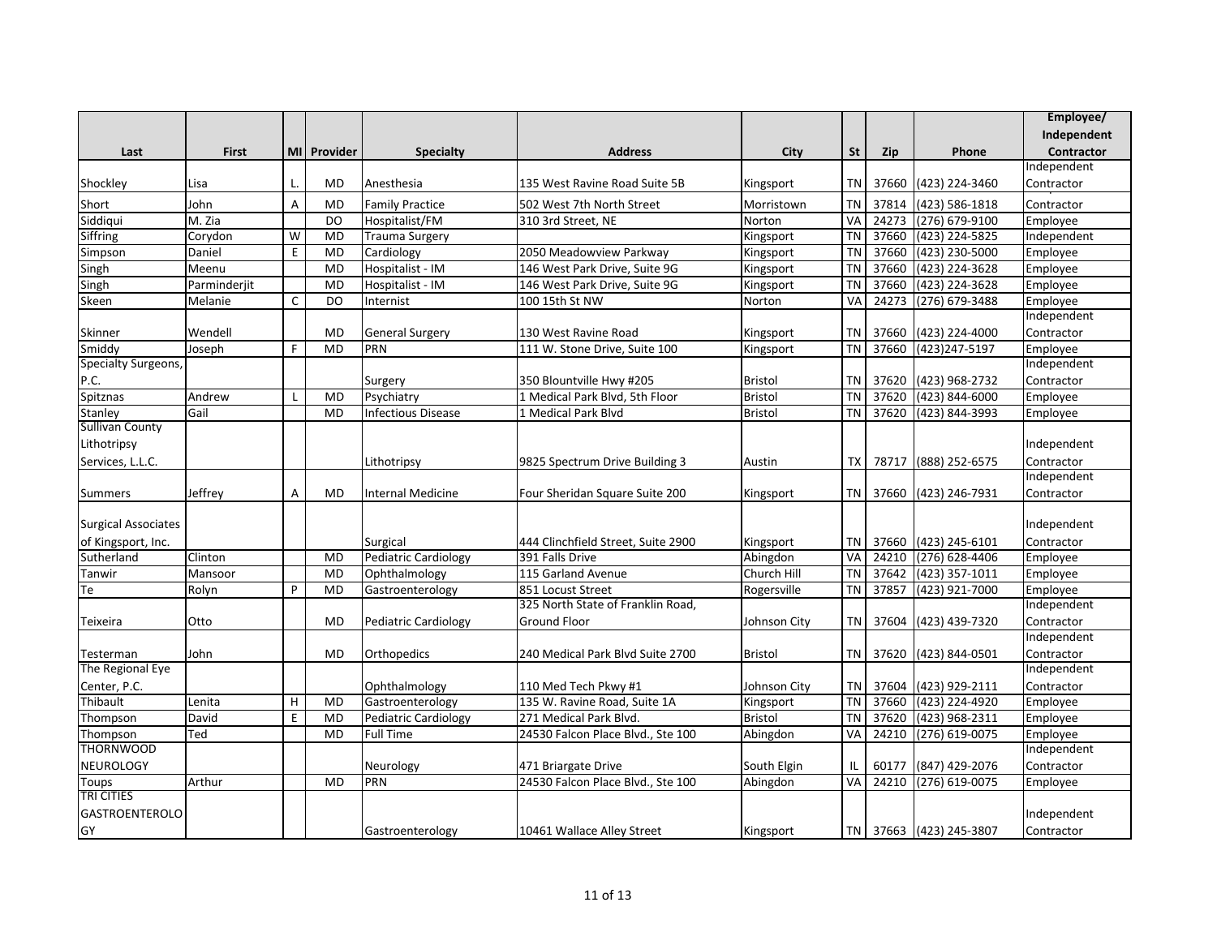| Last | First | MI | Provider | Specialty | Address | City | St | Zip | Phone | Employee/ Independent Contractor |
|---|---|---|---|---|---|---|---|---|---|---|
| Shockley | Lisa | L. | MD | Anesthesia | 135 West Ravine Road Suite 5B | Kingsport | TN | 37660 | (423) 224-3460 | Independent Contractor |
| Short | John | A | MD | Family Practice | 502 West 7th North Street | Morristown | TN | 37814 | (423) 586-1818 | Contractor |
| Siddiqui | M. Zia | | DO | Hospitalist/FM | 310 3rd Street, NE | Norton | VA | 24273 | (276) 679-9100 | Employee |
| Siffring | Corydon | W | MD | Trauma Surgery | | Kingsport | TN | 37660 | (423) 224-5825 | Independent |
| Simpson | Daniel | E | MD | Cardiology | 2050 Meadowview Parkway | Kingsport | TN | 37660 | (423) 230-5000 | Employee |
| Singh | Meenu | | MD | Hospitalist - IM | 146 West Park Drive, Suite 9G | Kingsport | TN | 37660 | (423) 224-3628 | Employee |
| Singh | Parminderjit | | MD | Hospitalist - IM | 146 West Park Drive, Suite 9G | Kingsport | TN | 37660 | (423) 224-3628 | Employee |
| Skeen | Melanie | C | DO | Internist | 100 15th St NW | Norton | VA | 24273 | (276) 679-3488 | Employee |
| Skinner | Wendell | | MD | General Surgery | 130 West Ravine Road | Kingsport | TN | 37660 | (423) 224-4000 | Independent Contractor |
| Smiddy | Joseph | F | MD | PRN | 111 W. Stone Drive, Suite 100 | Kingsport | TN | 37660 | (423)247-5197 | Employee |
| Specialty Surgeons, P.C. | | | | Surgery | 350 Blountville Hwy #205 | Bristol | TN | 37620 | (423) 968-2732 | Independent Contractor |
| Spitznas | Andrew | L | MD | Psychiatry | 1 Medical Park Blvd, 5th Floor | Bristol | TN | 37620 | (423) 844-6000 | Employee |
| Stanley | Gail | | MD | Infectious Disease | 1 Medical Park Blvd | Bristol | TN | 37620 | (423) 844-3993 | Employee |
| Sullivan County Lithotripsy Services, L.L.C. | | | | Lithotripsy | 9825 Spectrum Drive Building 3 | Austin | TX | 78717 | (888) 252-6575 | Independent Contractor |
| Summers | Jeffrey | A | MD | Internal Medicine | Four Sheridan Square Suite 200 | Kingsport | TN | 37660 | (423) 246-7931 | Independent Contractor |
| Surgical Associates of Kingsport, Inc. | | | | Surgical | 444 Clinchfield Street, Suite 2900 | Kingsport | TN | 37660 | (423) 245-6101 | Independent Contractor |
| Sutherland | Clinton | | MD | Pediatric Cardiology | 391 Falls Drive | Abingdon | VA | 24210 | (276) 628-4406 | Employee |
| Tanwir | Mansoor | | MD | Ophthalmology | 115 Garland Avenue | Church Hill | TN | 37642 | (423) 357-1011 | Employee |
| Te | Rolyn | P | MD | Gastroenterology | 851 Locust Street | Rogersville | TN | 37857 | (423) 921-7000 | Employee |
| Teixeira | Otto | | MD | Pediatric Cardiology | 325 North State of Franklin Road, Ground Floor | Johnson City | TN | 37604 | (423) 439-7320 | Independent Contractor |
| Testerman | John | | MD | Orthopedics | 240 Medical Park Blvd Suite 2700 | Bristol | TN | 37620 | (423) 844-0501 | Independent Contractor |
| The Regional Eye Center, P.C. | | | | Ophthalmology | 110 Med Tech Pkwy #1 | Johnson City | TN | 37604 | (423) 929-2111 | Independent Contractor |
| Thibault | Lenita | H | MD | Gastroenterology | 135 W. Ravine Road, Suite 1A | Kingsport | TN | 37660 | (423) 224-4920 | Employee |
| Thompson | David | E | MD | Pediatric Cardiology | 271 Medical Park Blvd. | Bristol | TN | 37620 | (423) 968-2311 | Employee |
| Thompson | Ted | | MD | Full Time | 24530 Falcon Place Blvd., Ste 100 | Abingdon | VA | 24210 | (276) 619-0075 | Employee |
| THORNWOOD NEUROLOGY | | | | Neurology | 471 Briargate Drive | South Elgin | IL | 60177 | (847) 429-2076 | Independent Contractor |
| Toups | Arthur | | MD | PRN | 24530 Falcon Place Blvd., Ste 100 | Abingdon | VA | 24210 | (276) 619-0075 | Employee |
| TRI CITIES GASTROENTEROLOGY | | | | Gastroenterology | 10461 Wallace Alley Street | Kingsport | TN | 37663 | (423) 245-3807 | Independent Contractor |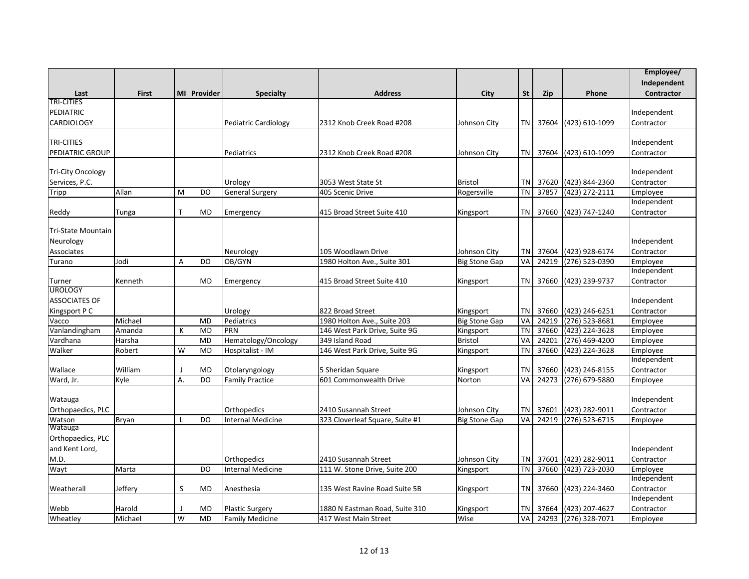| Last | First | MI | Provider | Specialty | Address | City | St | Zip | Phone | Employee/ Independent Contractor |
|---|---|---|---|---|---|---|---|---|---|---|
| TRI-CITIES PEDIATRIC CARDIOLOGY | | | | Pediatric Cardiology | 2312 Knob Creek Road #208 | Johnson City | TN | 37604 | (423) 610-1099 | Independent Contractor |
| TRI-CITIES PEDIATRIC GROUP | | | | Pediatrics | 2312 Knob Creek Road #208 | Johnson City | TN | 37604 | (423) 610-1099 | Independent Contractor |
| Tri-City Oncology Services, P.C. | | | | Urology | 3053 West State St | Bristol | TN | 37620 | (423) 844-2360 | Independent Contractor |
| Tripp | Allan | M | DO | General Surgery | 405 Scenic Drive | Rogersville | TN | 37857 | (423) 272-2111 | Employee |
| Reddy | Tunga | T | MD | Emergency | 415 Broad Street Suite 410 | Kingsport | TN | 37660 | (423) 747-1240 | Independent Contractor |
| Tri-State Mountain Neurology Associates | | | | Neurology | 105 Woodlawn Drive | Johnson City | TN | 37604 | (423) 928-6174 | Independent Contractor |
| Turano | Jodi | A | DO | OB/GYN | 1980 Holton Ave., Suite 301 | Big Stone Gap | VA | 24219 | (276) 523-0390 | Employee |
| Turner | Kenneth | | MD | Emergency | 415 Broad Street Suite 410 | Kingsport | TN | 37660 | (423) 239-9737 | Independent Contractor |
| UROLOGY ASSOCIATES OF Kingsport P C | | | | Urology | 822 Broad Street | Kingsport | TN | 37660 | (423) 246-6251 | Independent Contractor |
| Vacco | Michael | | MD | Pediatrics | 1980 Holton Ave., Suite 203 | Big Stone Gap | VA | 24219 | (276) 523-8681 | Employee |
| Vanlandingham | Amanda | K | MD | PRN | 146 West Park Drive, Suite 9G | Kingsport | TN | 37660 | (423) 224-3628 | Employee |
| Vardhana | Harsha | | MD | Hematology/Oncology | 349 Island Road | Bristol | VA | 24201 | (276) 469-4200 | Employee |
| Walker | Robert | W | MD | Hospitalist - IM | 146 West Park Drive, Suite 9G | Kingsport | TN | 37660 | (423) 224-3628 | Employee |
| Wallace | William | J | MD | Otolaryngology | 5 Sheridan Square | Kingsport | TN | 37660 | (423) 246-8155 | Independent Contractor |
| Ward, Jr. | Kyle | A. | DO | Family Practice | 601 Commonwealth Drive | Norton | VA | 24273 | (276) 679-5880 | Employee |
| Watauga Orthopaedics, PLC | | | | Orthopedics | 2410 Susannah Street | Johnson City | TN | 37601 | (423) 282-9011 | Independent Contractor |
| Watson | Bryan | L | DO | Internal Medicine | 323 Cloverleaf Square, Suite #1 | Big Stone Gap | VA | 24219 | (276) 523-6715 | Employee |
| Watauga Orthopaedics, PLC and Kent Lord, M.D. | | | | Orthopedics | 2410 Susannah Street | Johnson City | TN | 37601 | (423) 282-9011 | Independent Contractor |
| Wayt | Marta | | DO | Internal Medicine | 111 W. Stone Drive, Suite 200 | Kingsport | TN | 37660 | (423) 723-2030 | Employee |
| Weatherall | Jeffery | S | MD | Anesthesia | 135 West Ravine Road Suite 5B | Kingsport | TN | 37660 | (423) 224-3460 | Independent Contractor |
| Webb | Harold | J | MD | Plastic Surgery | 1880 N Eastman Road, Suite 310 | Kingsport | TN | 37664 | (423) 207-4627 | Independent Contractor |
| Wheatley | Michael | W | MD | Family Medicine | 417 West Main Street | Wise | VA | 24293 | (276) 328-7071 | Employee |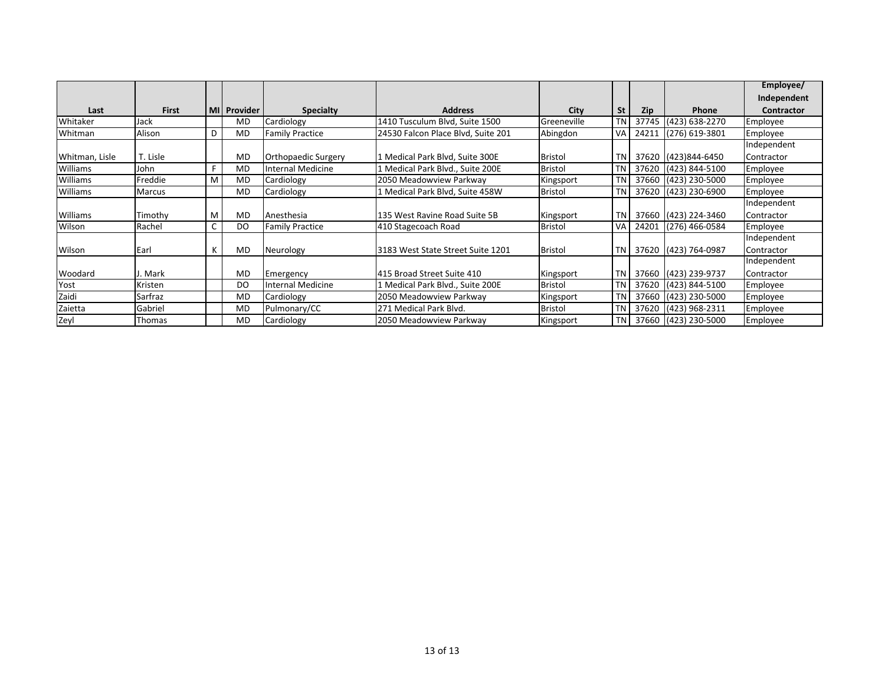| Last | First | MI | Provider | Specialty | Address | City | St | Zip | Phone | Employee/ Independent Contractor |
|---|---|---|---|---|---|---|---|---|---|---|
| Whitaker | Jack | | MD | Cardiology | 1410 Tusculum Blvd, Suite 1500 | Greeneville | TN | 37745 | (423) 638-2270 | Employee |
| Whitman | Alison | D | MD | Family Practice | 24530 Falcon Place Blvd, Suite 201 | Abingdon | VA | 24211 | (276) 619-3801 | Employee |
| Whitman, Lisle | T. Lisle | | MD | Orthopaedic Surgery | 1 Medical Park Blvd, Suite 300E | Bristol | TN | 37620 | (423)844-6450 | Independent Contractor |
| Williams | John | F | MD | Internal Medicine | 1 Medical Park Blvd., Suite 200E | Bristol | TN | 37620 | (423) 844-5100 | Employee |
| Williams | Freddie | M | MD | Cardiology | 2050 Meadowview Parkway | Kingsport | TN | 37660 | (423) 230-5000 | Employee |
| Williams | Marcus | | MD | Cardiology | 1 Medical Park Blvd, Suite 458W | Bristol | TN | 37620 | (423) 230-6900 | Employee |
| Williams | Timothy | M | MD | Anesthesia | 135 West Ravine Road Suite 5B | Kingsport | TN | 37660 | (423) 224-3460 | Independent Contractor |
| Wilson | Rachel | C | DO | Family Practice | 410 Stagecoach Road | Bristol | VA | 24201 | (276) 466-0584 | Employee |
| Wilson | Earl | K | MD | Neurology | 3183 West State Street Suite 1201 | Bristol | TN | 37620 | (423) 764-0987 | Independent Contractor |
| Woodard | J. Mark | | MD | Emergency | 415 Broad Street Suite 410 | Kingsport | TN | 37660 | (423) 239-9737 | Independent Contractor |
| Yost | Kristen | | DO | Internal Medicine | 1 Medical Park Blvd., Suite 200E | Bristol | TN | 37620 | (423) 844-5100 | Employee |
| Zaidi | Sarfraz | | MD | Cardiology | 2050 Meadowview Parkway | Kingsport | TN | 37660 | (423) 230-5000 | Employee |
| Zaietta | Gabriel | | MD | Pulmonary/CC | 271 Medical Park Blvd. | Bristol | TN | 37620 | (423) 968-2311 | Employee |
| Zeyl | Thomas | | MD | Cardiology | 2050 Meadowview Parkway | Kingsport | TN | 37660 | (423) 230-5000 | Employee |